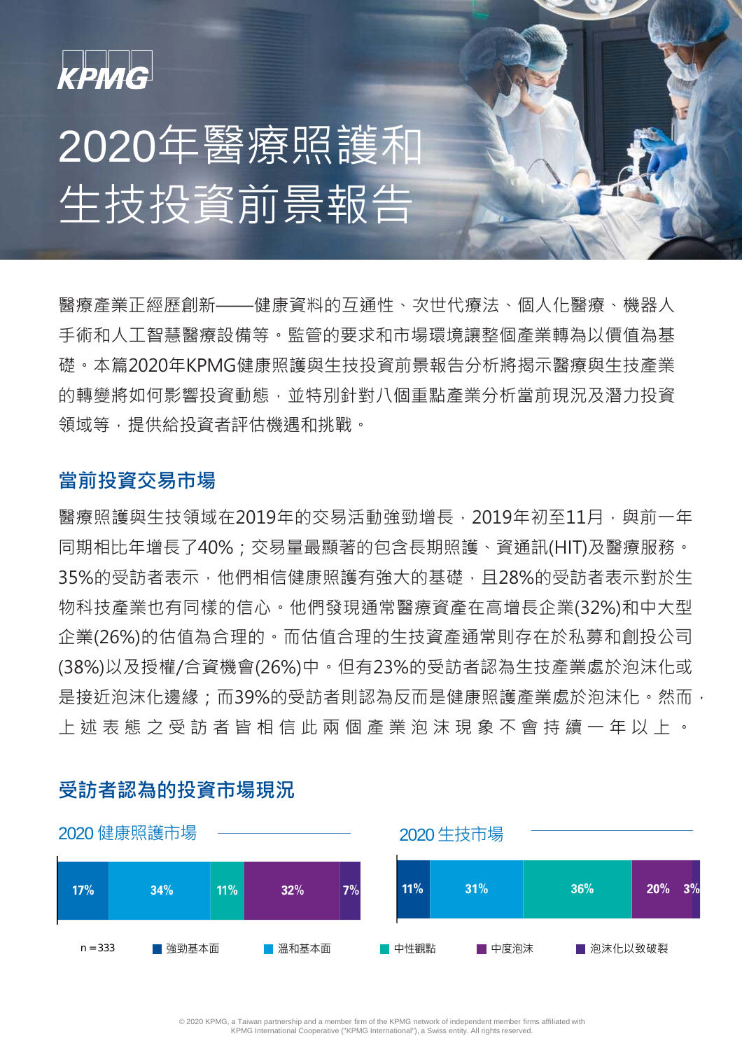KPMG

# 2020年醫療照護和生技投資前景報告

醫療產業正經歷創新——健康資料的互通性、次世代療法、個人化醫療、機器人手術和人工智慧醫療設備等。監管的要求和市場環境讓整個產業轉為以價值為基礎。本篇2020年KPMG健康照護與生技投資前景報告分析將揭示醫療與生技產業的轉變將如何影響投資動態，並特別針對八個重點產業分析當前現況及潛力投資領域等，提供給投資者評估機遇和挑戰。

## 當前投資交易市場

醫療照護與生技領域在2019年的交易活動強勁增長，2019年初至11月，與前一年同期相比年增長了40%；交易量最顯著的包含長期照護、資通訊(HIT)及醫療服務。35%的受訪者表示，他們相信健康照護有強大的基礎，且28%的受訪者表示對於生物科技產業也有同樣的信心。他們發現通常醫療資產在高增長企業(32%)和中大型企業(26%)的估值為合理的。而估值合理的生技資產通常則存在於私募和創投公司(38%)以及授權/合資機會(26%)中。但有23%的受訪者認為生技產業處於泡沫化或是接近泡沫化邊緣；而39%的受訪者則認為反而是健康照護產業處於泡沫化。然而，上述表態之受訪者皆相信此兩個產業泡沫現象不會持續一年以上。

## 受訪者認為的投資市場現況

| | 強勁基本面 | 溫和基本面 | 中性觀點 | 中度泡沫 | 泡沫化以致破裂 |
|---|---|---|---|---|---|
| 2020 健康照護市場 | 17% | 34% | 11% | 32% | 7% |
| 2020 生技市場 | 11% | 31% | 36% | 20% | 3% |

n＝333

© 2020 KPMG, a Taiwan partnership and a member firm of the KPMG network of independent member firms affiliated with KPMG International Cooperative ("KPMG International"), a Swiss entity. All rights reserved.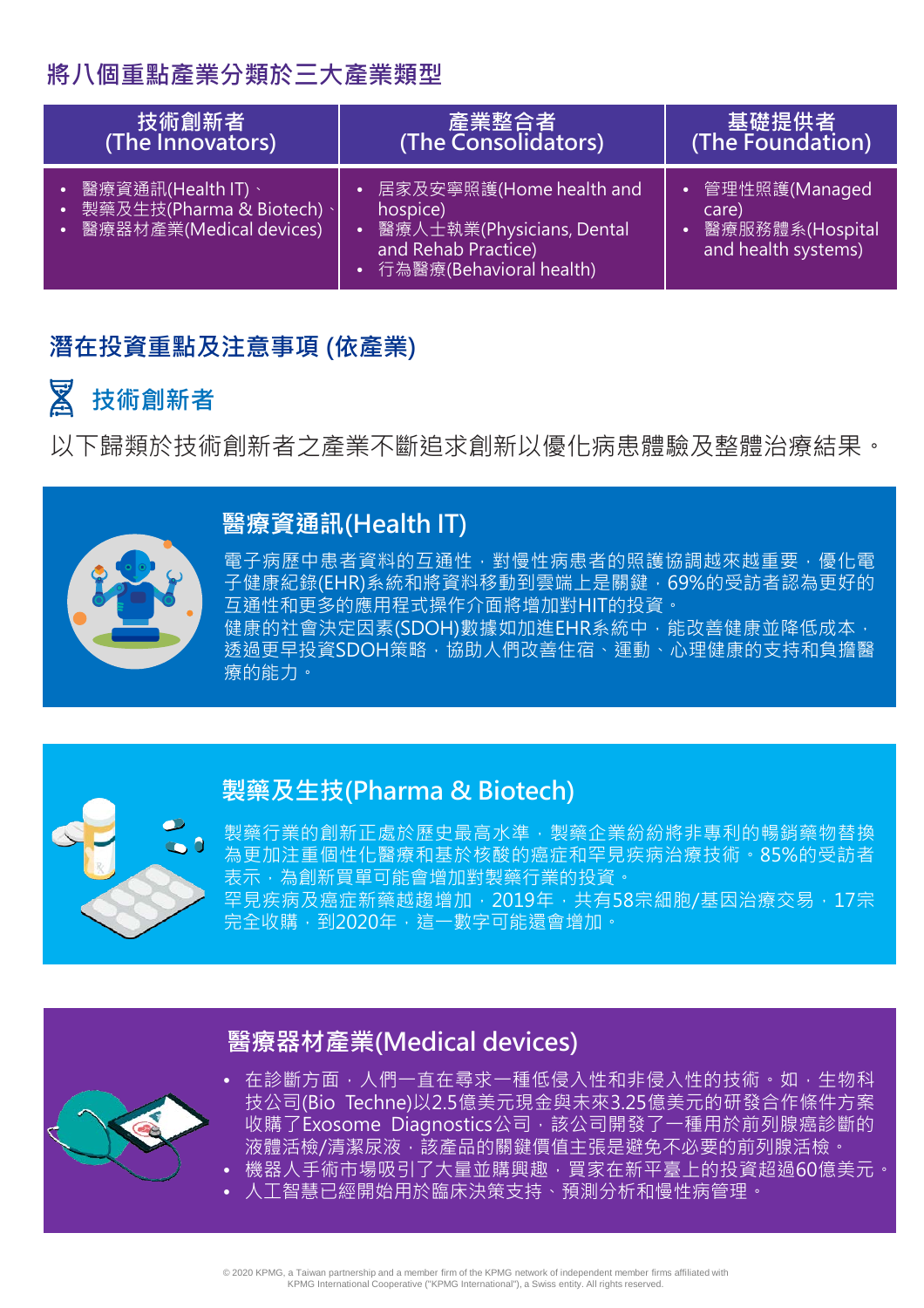## 將八個重點產業分類於三大產業類型

| 技術創新者 (The Innovators) | 產業整合者 (The Consolidators) | 基礎提供者 (The Foundation) |
|---|---|---|
| • 醫療資通訊(Health IT)、<br>• 製藥及生技(Pharma & Biotech)、<br>• 醫療器材產業(Medical devices) | • 居家及安寧照護(Home health and hospice)<br>• 醫療人士執業(Physicians, Dental and Rehab Practice)<br>• 行為醫療(Behavioral health) | • 管理性照護(Managed care)<br>• 醫療服務體系(Hospital and health systems) |

## 潛在投資重點及注意事項 (依產業)

### 技術創新者

以下歸類於技術創新者之產業不斷追求創新以優化病患體驗及整體治療結果。

#### 醫療資通訊(Health IT)

電子病歷中患者資料的互通性，對慢性病患者的照護協調越來越重要，優化電子健康紀錄(EHR)系統和將資料移動到雲端上是關鍵，69%的受訪者認為更好的互通性和更多的應用程式操作介面將增加對HIT的投資。
健康的社會決定因素(SDOH)數據如加進EHR系統中，能改善健康並降低成本，透過更早投資SDOH策略，協助人們改善住宿、運動、心理健康的支持和負擔醫療的能力。

#### 製藥及生技(Pharma & Biotech)

製藥行業的創新正處於歷史最高水準，製藥企業紛紛將非專利的暢銷藥物替換為更加注重個性化醫療和基於核酸的癌症和罕見疾病治療技術。85%的受訪者表示，為創新買單可能會增加對製藥行業的投資。
罕見疾病及癌症新藥越趨增加，2019年，共有58宗細胞/基因治療交易，17宗完全收購，到2020年，這一數字可能還會增加。

#### 醫療器材產業(Medical devices)

- 在診斷方面，人們一直在尋求一種低侵入性和非侵入性的技術。如，生物科技公司(Bio Techne)以2.5億美元現金與未來3.25億美元的研發合作條件方案收購了Exosome Diagnostics公司，該公司開發了一種用於前列腺癌診斷的液體活檢/清潔尿液，該產品的關鍵價值主張是避免不必要的前列腺活檢。
- 機器人手術市場吸引了大量並購興趣，買家在新平臺上的投資超過60億美元。
- 人工智慧已經開始用於臨床決策支持、預測分析和慢性病管理。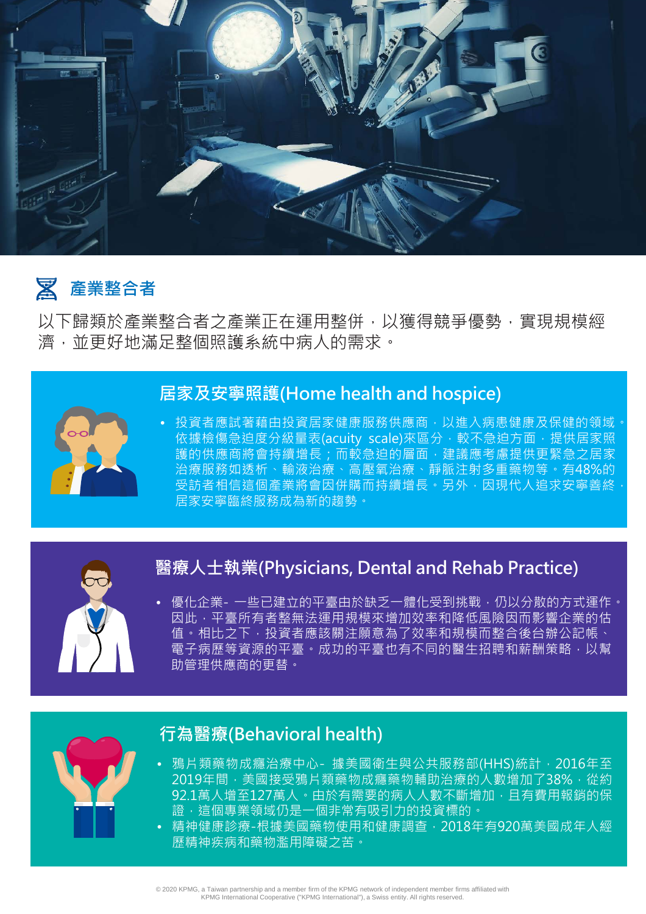## 產業整合者

以下歸類於產業整合者之產業正在運用整併，以獲得競爭優勢，實現規模經濟，並更好地滿足整個照護系統中病人的需求。

### 居家及安寧照護(Home health and hospice)

- 投資者應試著藉由投資居家健康服務供應商，以進入病患健康及保健的領域。依據檢傷急迫度分級量表(acuity scale)來區分，較不急迫方面，提供居家照護的供應商將會持續增長；而較急迫的層面，建議應考慮提供更緊急之居家治療服務如透析、輸液治療、高壓氧治療、靜脈注射多重藥物等。有48%的受訪者相信這個產業將會因併購而持續增長。另外，因現代人追求安寧善終，居家安寧臨終服務成為新的趨勢。

### 醫療人士執業(Physicians, Dental and Rehab Practice)

- 優化企業- 一些已建立的平臺由於缺乏一體化受到挑戰，仍以分散的方式運作。因此，平臺所有者整無法運用規模來增加效率和降低風險因而影響企業的估值。相比之下，投資者應該關注until願意為了效率和規模而整合後台辦公記帳、電子病歷等資源的平臺。成功的平臺也有不同的醫生招聘和薪酬策略，以幫助管理供應商的更替。

### 行為醫療(Behavioral health)

- 鴉片類藥物成癮治療中心- 據美國衛生與公共服務部(HHS)統計，2016年至2019年間，美國接受鴉片類藥物成癮藥物輔助治療的人數增加了38%，從約92.1萬人增至127萬人。由於有需要的病人人數不斷增加，且有費用報銷的保證，這個專業領域仍是一個非常有吸引力的投資標的。
- 精神健康診療-根據美國藥物使用和健康調查，2018年有920萬美國成年人經歷精神疾病和藥物濫用障礙之苦。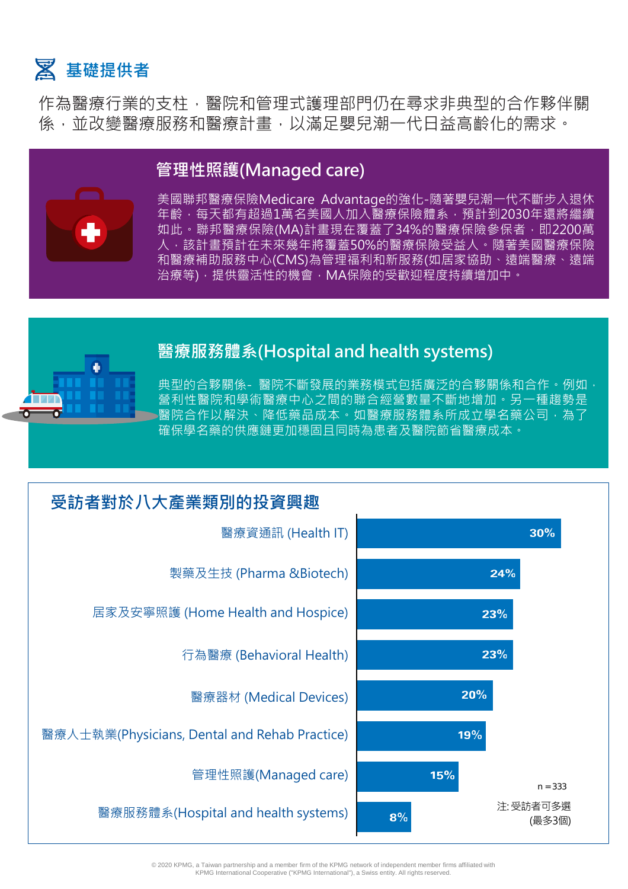## 基礎提供者

作為醫療行業的支柱，醫院和管理式護理部門仍在尋求非典型的合作夥伴關係，並改變醫療服務和醫療計畫，以滿足嬰兒潮一代日益高齡化的需求。

### 管理性照護(Managed care)

美國聯邦醫療保險Medicare Advantage的強化-隨著嬰兒潮一代不斷步入退休年齡，每天都有超過1萬名美國人加入醫療保險體系，預計到2030年還將繼續如此。聯邦醫療保險(MA)計畫現在覆蓋了34%的醫療保險參保者，即2200萬人，該計畫預計在未來幾年將覆蓋50%的醫療保險受益人。隨著美國醫療保險和醫療補助服務中心(CMS)為管理福利和新服務(如居家協助、遠端醫療、遠端治療等)，提供靈活性的機會，MA保險的受歡迎程度持續增加中。

### 醫療服務體系(Hospital and health systems)

典型的合夥關係- 醫院不斷發展的業務模式包括廣泛的合夥關係和合作。例如，營利性醫院和學術醫療中心之間的聯合經營數量不斷地增加。另一種趨勢是醫院合作以解決、降低藥品成本。如醫療服務體系所成立學名藥公司，為了確保學名藥的供應鏈更加穩固且同時為患者及醫院節省醫療成本。

### 受訪者對於八大產業類別的投資興趣

| 產業類別 | 比例 |
| --- | --- |
| 醫療資通訊 (Health IT) | 30% |
| 製藥及生技 (Pharma &Biotech) | 24% |
| 居家及安寧照護 (Home Health and Hospice) | 23% |
| 行為醫療 (Behavioral Health) | 23% |
| 醫療器材 (Medical Devices) | 20% |
| 醫療人士執業(Physicians, Dental and Rehab Practice) | 19% |
| 管理性照護(Managed care) | 15% |
| 醫療服務體系(Hospital and health systems) | 8% |

n = 333

注: 受訪者可多選(最多3個)

© 2020 KPMG, a Taiwan partnership and a member firm of the KPMG network of independent member firms affiliated with KPMG International Cooperative ("KPMG International"), a Swiss entity. All rights reserved.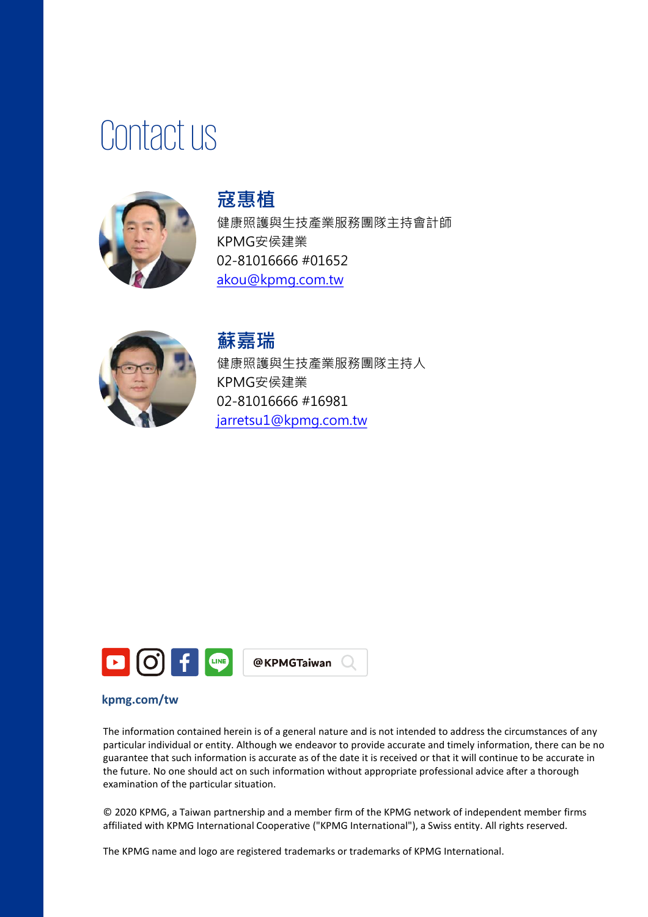# Contact us

**寇惠植**
健康照護與生技產業服務團隊主持會計師
KPMG安侯建業
02-81016666 #01652
akou@kpmg.com.tw

**蘇嘉瑞**
健康照護與生技產業服務團隊主持人
KPMG安侯建業
02-81016666 #16981
jarretsu1@kpmg.com.tw

@KPMGTaiwan

**kpmg.com/tw**

The information contained herein is of a general nature and is not intended to address the circumstances of any particular individual or entity. Although we endeavor to provide accurate and timely information, there can be no guarantee that such information is accurate as of the date it is received or that it will continue to be accurate in the future. No one should act on such information without appropriate professional advice after a thorough examination of the particular situation.

© 2020 KPMG, a Taiwan partnership and a member firm of the KPMG network of independent member firms affiliated with KPMG International Cooperative ("KPMG International"), a Swiss entity. All rights reserved.

The KPMG name and logo are registered trademarks or trademarks of KPMG International.